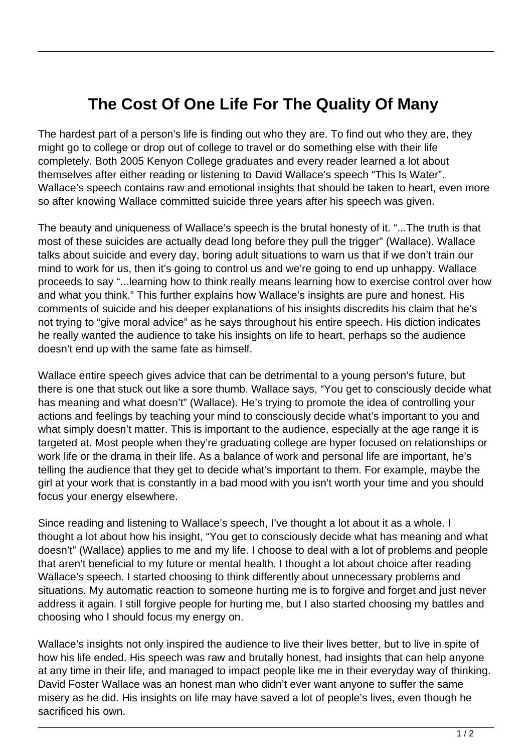# The Cost Of One Life For The Quality Of Many

The hardest part of a person's life is finding out who they are. To find out who they are, they might go to college or drop out of college to travel or do something else with their life completely. Both 2005 Kenyon College graduates and every reader learned a lot about themselves after either reading or listening to David Wallace's speech "This Is Water". Wallace's speech contains raw and emotional insights that should be taken to heart, even more so after knowing Wallace committed suicide three years after his speech was given.

The beauty and uniqueness of Wallace's speech is the brutal honesty of it. "...The truth is that most of these suicides are actually dead long before they pull the trigger" (Wallace). Wallace talks about suicide and every day, boring adult situations to warn us that if we don't train our mind to work for us, then it's going to control us and we're going to end up unhappy. Wallace proceeds to say "...learning how to think really means learning how to exercise control over how and what you think." This further explains how Wallace's insights are pure and honest. His comments of suicide and his deeper explanations of his insights discredits his claim that he's not trying to "give moral advice" as he says throughout his entire speech. His diction indicates he really wanted the audience to take his insights on life to heart, perhaps so the audience doesn't end up with the same fate as himself.

Wallace entire speech gives advice that can be detrimental to a young person's future, but there is one that stuck out like a sore thumb. Wallace says, "You get to consciously decide what has meaning and what doesn't" (Wallace). He's trying to promote the idea of controlling your actions and feelings by teaching your mind to consciously decide what's important to you and what simply doesn't matter. This is important to the audience, especially at the age range it is targeted at. Most people when they're graduating college are hyper focused on relationships or work life or the drama in their life. As a balance of work and personal life are important, he's telling the audience that they get to decide what's important to them. For example, maybe the girl at your work that is constantly in a bad mood with you isn't worth your time and you should focus your energy elsewhere.

Since reading and listening to Wallace's speech, I've thought a lot about it as a whole. I thought a lot about how his insight, "You get to consciously decide what has meaning and what doesn't" (Wallace) applies to me and my life. I choose to deal with a lot of problems and people that aren't beneficial to my future or mental health. I thought a lot about choice after reading Wallace's speech. I started choosing to think differently about unnecessary problems and situations. My automatic reaction to someone hurting me is to forgive and forget and just never address it again. I still forgive people for hurting me, but I also started choosing my battles and choosing who I should focus my energy on.

Wallace's insights not only inspired the audience to live their lives better, but to live in spite of how his life ended. His speech was raw and brutally honest, had insights that can help anyone at any time in their life, and managed to impact people like me in their everyday way of thinking. David Foster Wallace was an honest man who didn't ever want anyone to suffer the same misery as he did. His insights on life may have saved a lot of people's lives, even though he sacrificed his own.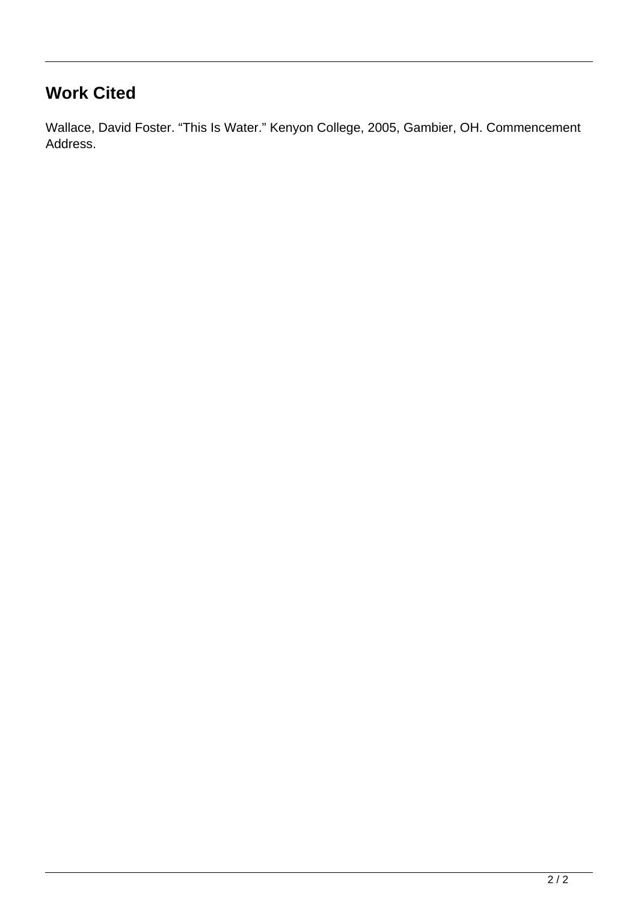## Work Cited

Wallace, David Foster. "This Is Water." Kenyon College, 2005, Gambier, OH. Commencement Address.